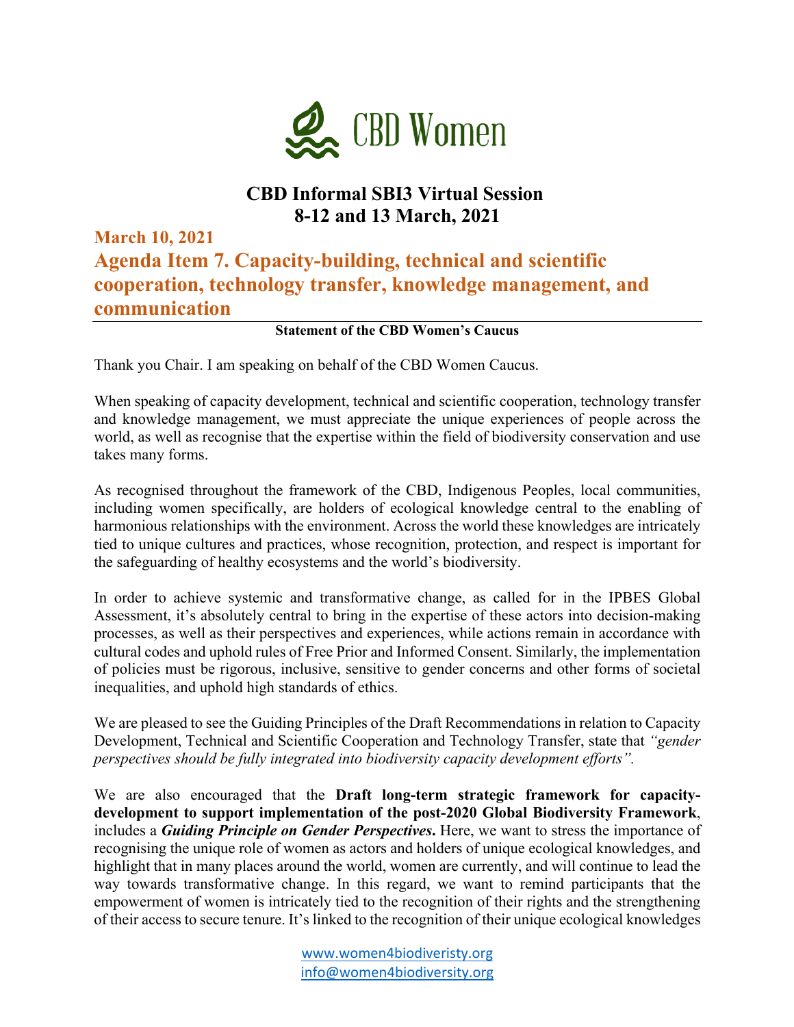CBD Women

# CBD Informal SBI3 Virtual Session
# 8-12 and 13 March, 2021

## March 10, 2021
## Agenda Item 7. Capacity-building, technical and scientific cooperation, technology transfer, knowledge management, and communication

**Statement of the CBD Women's Caucus**

Thank you Chair. I am speaking on behalf of the CBD Women Caucus.

When speaking of capacity development, technical and scientific cooperation, technology transfer and knowledge management, we must appreciate the unique experiences of people across the world, as well as recognise that the expertise within the field of biodiversity conservation and use takes many forms.

As recognised throughout the framework of the CBD, Indigenous Peoples, local communities, including women specifically, are holders of ecological knowledge central to the enabling of harmonious relationships with the environment. Across the world these knowledges are intricately tied to unique cultures and practices, whose recognition, protection, and respect is important for the safeguarding of healthy ecosystems and the world's biodiversity.

In order to achieve systemic and transformative change, as called for in the IPBES Global Assessment, it's absolutely central to bring in the expertise of these actors into decision-making processes, as well as their perspectives and experiences, while actions remain in accordance with cultural codes and uphold rules of Free Prior and Informed Consent. Similarly, the implementation of policies must be rigorous, inclusive, sensitive to gender concerns and other forms of societal inequalities, and uphold high standards of ethics.

We are pleased to see the Guiding Principles of the Draft Recommendations in relation to Capacity Development, Technical and Scientific Cooperation and Technology Transfer, state that *"gender perspectives should be fully integrated into biodiversity capacity development efforts"*.

We are also encouraged that the **Draft long-term strategic framework for capacity-development to support implementation of the post-2020 Global Biodiversity Framework**, includes a ***Guiding Principle on Gender Perspectives*.** Here, we want to stress the importance of recognising the unique role of women as actors and holders of unique ecological knowledges, and highlight that in many places around the world, women are currently, and will continue to lead the way towards transformative change. In this regard, we want to remind participants that the empowerment of women is intricately tied to the recognition of their rights and the strengthening of their access to secure tenure. It's linked to the recognition of their unique ecological knowledges

www.women4biodiveristy.org
info@women4biodiversity.org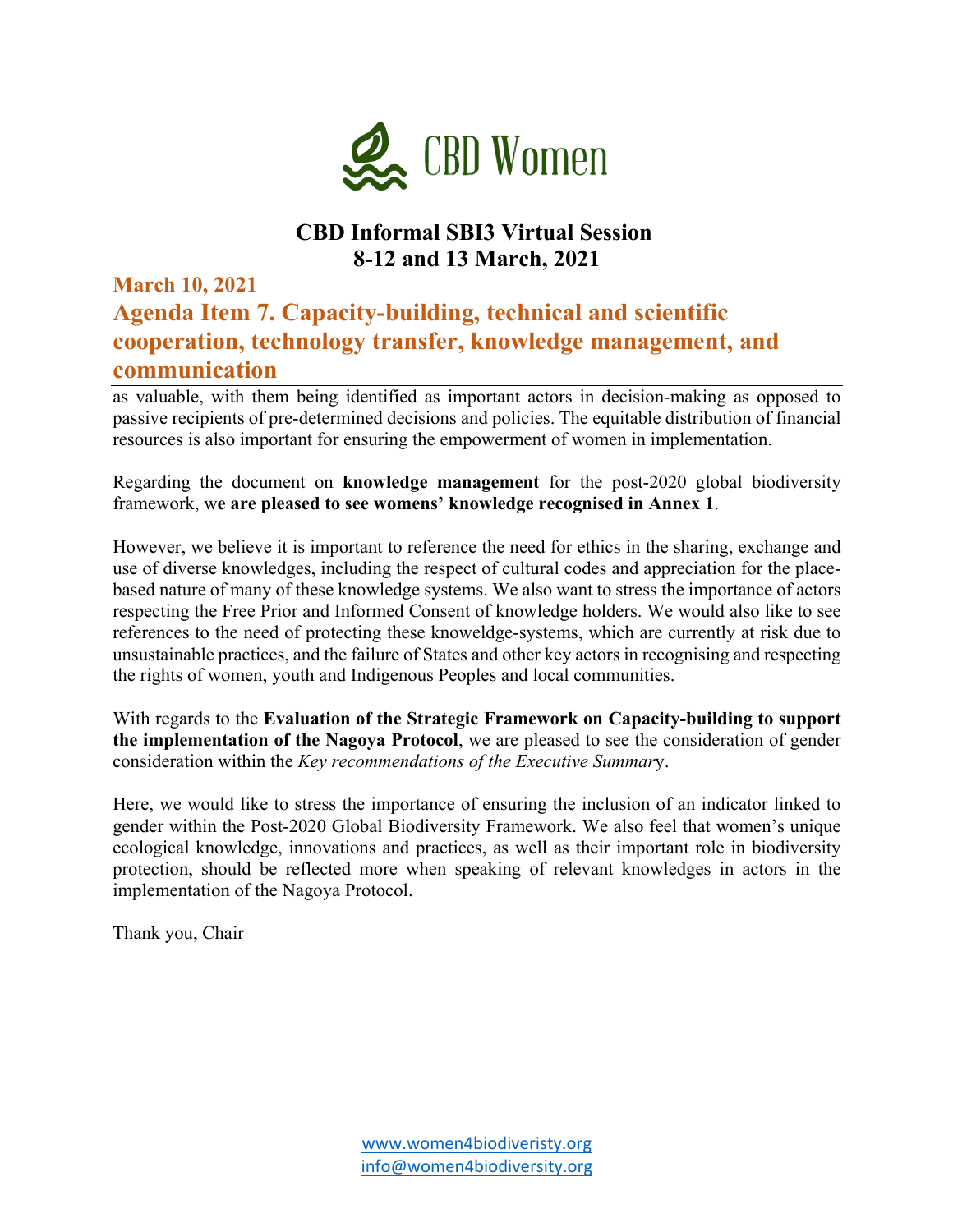# CBD Women

## CBD Informal SBI3 Virtual Session
## 8-12 and 13 March, 2021

### March 10, 2021
### Agenda Item 7. Capacity-building, technical and scientific cooperation, technology transfer, knowledge management, and communication

as valuable, with them being identified as important actors in decision-making as opposed to passive recipients of pre-determined decisions and policies. The equitable distribution of financial resources is also important for ensuring the empowerment of women in implementation.

Regarding the document on **knowledge management** for the post-2020 global biodiversity framework, w**e are pleased to see womens' knowledge recognised in Annex 1**.

However, we believe it is important to reference the need for ethics in the sharing, exchange and use of diverse knowledges, including the respect of cultural codes and appreciation for the place-based nature of many of these knowledge systems. We also want to stress the importance of actors respecting the Free Prior and Informed Consent of knowledge holders. We would also like to see references to the need of protecting these knoweldge-systems, which are currently at risk due to unsustainable practices, and the failure of States and other key actors in recognising and respecting the rights of women, youth and Indigenous Peoples and local communities.

With regards to the **Evaluation of the Strategic Framework on Capacity-building to support the implementation of the Nagoya Protocol**, we are pleased to see the consideration of gender consideration within the *Key recommendations of the Executive Summar*y.

Here, we would like to stress the importance of ensuring the inclusion of an indicator linked to gender within the Post-2020 Global Biodiversity Framework. We also feel that women's unique ecological knowledge, innovations and practices, as well as their important role in biodiversity protection, should be reflected more when speaking of relevant knowledges in actors in the implementation of the Nagoya Protocol.

Thank you, Chair

www.women4biodiveristy.org
info@women4biodiversity.org